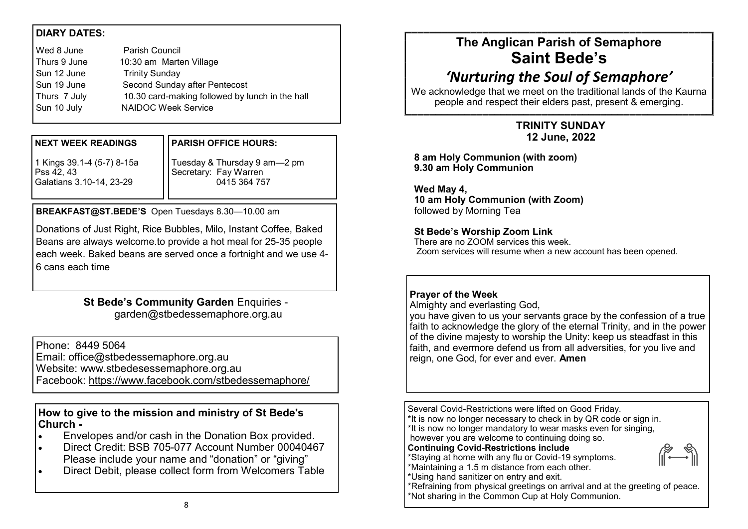**DIARY DATES:**

| | |
|---|---|
| Wed 8 June | Parish Council |
| Thurs 9 June | 10:30 am Marten Village |
| Sun 12 June | Trinity Sunday |
| Sun 19 June | Second Sunday after Pentecost |
| Thurs 7 July | 10.30 card-making followed by lunch in the hall |
| Sun 10 July | NAIDOC Week Service |

**NEXT WEEK READINGS**

1 Kings 39.1-4 (5-7) 8-15a
Pss 42, 43
Galatians 3.10-14, 23-29

**PARISH OFFICE HOURS:**

Tuesday & Thursday 9 am—2 pm
Secretary: Fay Warren
0415 364 757

**BREAKFAST@ST.BEDE'S** Open Tuesdays 8.30—10.00 am

Donations of Just Right, Rice Bubbles, Milo, Instant Coffee, Baked Beans are always welcome.to provide a hot meal for 25-35 people each week. Baked beans are served once a fortnight and we use 4-6 cans each time

**St Bede's Community Garden** Enquiries - garden@stbedessemaphore.org.au

Phone: 8449 5064
Email: office@stbedessemaphore.org.au
Website: www.stbedesessemaphore.org.au
Facebook: https://www.facebook.com/stbedessemaphore/

**How to give to the mission and ministry of St Bede's Church -**

- Envelopes and/or cash in the Donation Box provided.
- Direct Credit: BSB 705-077 Account Number 00040467 Please include your name and "donation" or "giving"
- Direct Debit, please collect form from Welcomers Table

# The Anglican Parish of Semaphore
# Saint Bede's

## *'Nurturing the Soul of Semaphore'*

We acknowledge that we meet on the traditional lands of the Kaurna people and respect their elders past, present & emerging.

### TRINITY SUNDAY
### 12 June, 2022

**8 am Holy Communion (with zoom)**
**9.30 am Holy Communion**

**Wed May 4,**
**10 am Holy Communion (with Zoom)**
followed by Morning Tea

**St Bede's Worship Zoom Link**
There are no ZOOM services this week.
Zoom services will resume when a new account has been opened.

**Prayer of the Week**
Almighty and everlasting God,
you have given to us your servants grace by the confession of a true faith to acknowledge the glory of the eternal Trinity, and in the power of the divine majesty to worship the Unity: keep us steadfast in this faith, and evermore defend us from all adversities, for you live and reign, one God, for ever and ever. **Amen**

Several Covid-Restrictions were lifted on Good Friday.
*It is now no longer necessary to check in by QR code or sign in.
*It is now no longer mandatory to wear masks even for singing, however you are welcome to continuing doing so.

**Continuing Covid-Restrictions include**
*Staying at home with any flu or Covid-19 symptoms.
*Maintaining a 1.5 m distance from each other.
*Using hand sanitizer on entry and exit.
*Refraining from physical greetings on arrival and at the greeting of peace.
*Not sharing in the Common Cup at Holy Communion.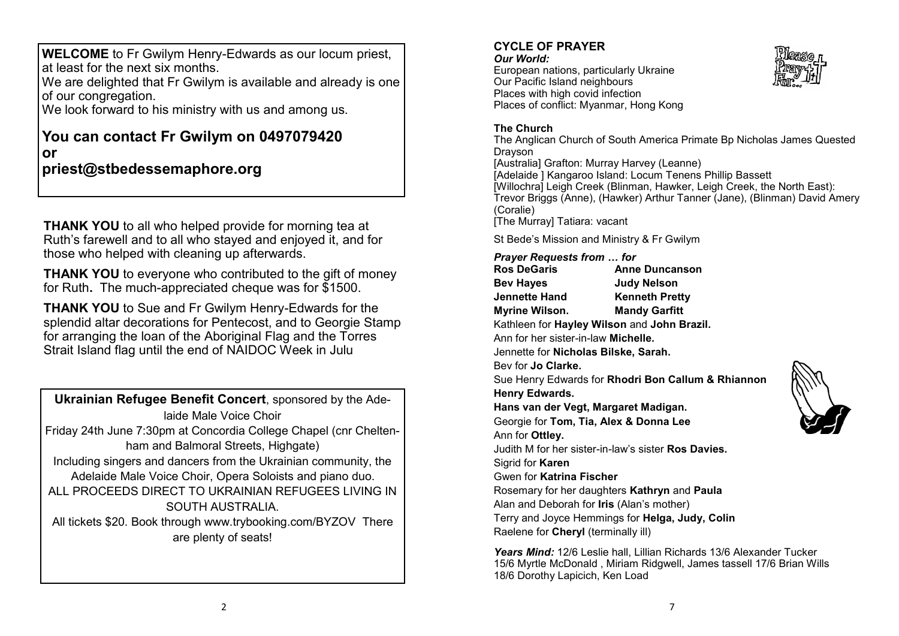**WELCOME** to Fr Gwilym Henry-Edwards as our locum priest, at least for the next six months.

We are delighted that Fr Gwilym is available and already is one of our congregation.

We look forward to his ministry with us and among us.

## You can contact Fr Gwilym on 0497079420 or priest@stbedessemaphore.org

**THANK YOU** to all who helped provide for morning tea at Ruth's farewell and to all who stayed and enjoyed it, and for those who helped with cleaning up afterwards.

**THANK YOU** to everyone who contributed to the gift of money for Ruth**.** The much-appreciated cheque was for $1500.

**THANK YOU** to Sue and Fr Gwilym Henry-Edwards for the splendid altar decorations for Pentecost, and to Georgie Stamp for arranging the loan of the Aboriginal Flag and the Torres Strait Island flag until the end of NAIDOC Week in Julu

**Ukrainian Refugee Benefit Concert**, sponsored by the Adelaide Male Voice Choir

Friday 24th June 7:30pm at Concordia College Chapel (cnr Cheltenham and Balmoral Streets, Highgate)

Including singers and dancers from the Ukrainian community, the Adelaide Male Voice Choir, Opera Soloists and piano duo.

ALL PROCEEDS DIRECT TO UKRAINIAN REFUGEES LIVING IN SOUTH AUSTRALIA.

All tickets $20. Book through www.trybooking.com/BYZOV There are plenty of seats!

## CYCLE OF PRAYER

***Our World:***

European nations, particularly Ukraine
Our Pacific Island neighbours
Places with high covid infection
Places of conflict: Myanmar, Hong Kong

**The Church**

The Anglican Church of South America Primate Bp Nicholas James Quested Drayson
[Australia] Grafton: Murray Harvey (Leanne)
[Adelaide ] Kangaroo Island: Locum Tenens Phillip Bassett
[Willochra] Leigh Creek (Blinman, Hawker, Leigh Creek, the North East): Trevor Briggs (Anne), (Hawker) Arthur Tanner (Jane), (Blinman) David Amery (Coralie)
[The Murray] Tatiara: vacant

St Bede's Mission and Ministry & Fr Gwilym

***Prayer Requests from … for***

**Ros DeGaris** **Anne Duncanson**
**Bev Hayes** **Judy Nelson**
**Jennette Hand** **Kenneth Pretty**
**Myrine Wilson.** **Mandy Garfitt**
Kathleen for **Hayley Wilson** and **John Brazil.**
Ann for her sister-in-law **Michelle.**
Jennette for **Nicholas Bilske, Sarah.**
Bev for **Jo Clarke.**
Sue Henry Edwards for **Rhodri Bon Callum & Rhiannon Henry Edwards.**
**Hans van der Vegt, Margaret Madigan.**
Georgie for **Tom, Tia, Alex & Donna Lee**
Ann for **Ottley.**
Judith M for her sister-in-law's sister **Ros Davies.**
Sigrid for **Karen**
Gwen for **Katrina Fischer**
Rosemary for her daughters **Kathryn** and **Paula**
Alan and Deborah for **Iris** (Alan's mother)
Terry and Joyce Hemmings for **Helga, Judy, Colin**
Raelene for **Cheryl** (terminally ill)

***Years Mind:*** 12/6 Leslie hall, Lillian Richards 13/6 Alexander Tucker 15/6 Myrtle McDonald , Miriam Ridgwell, James tassell 17/6 Brian Wills 18/6 Dorothy Lapicich, Ken Load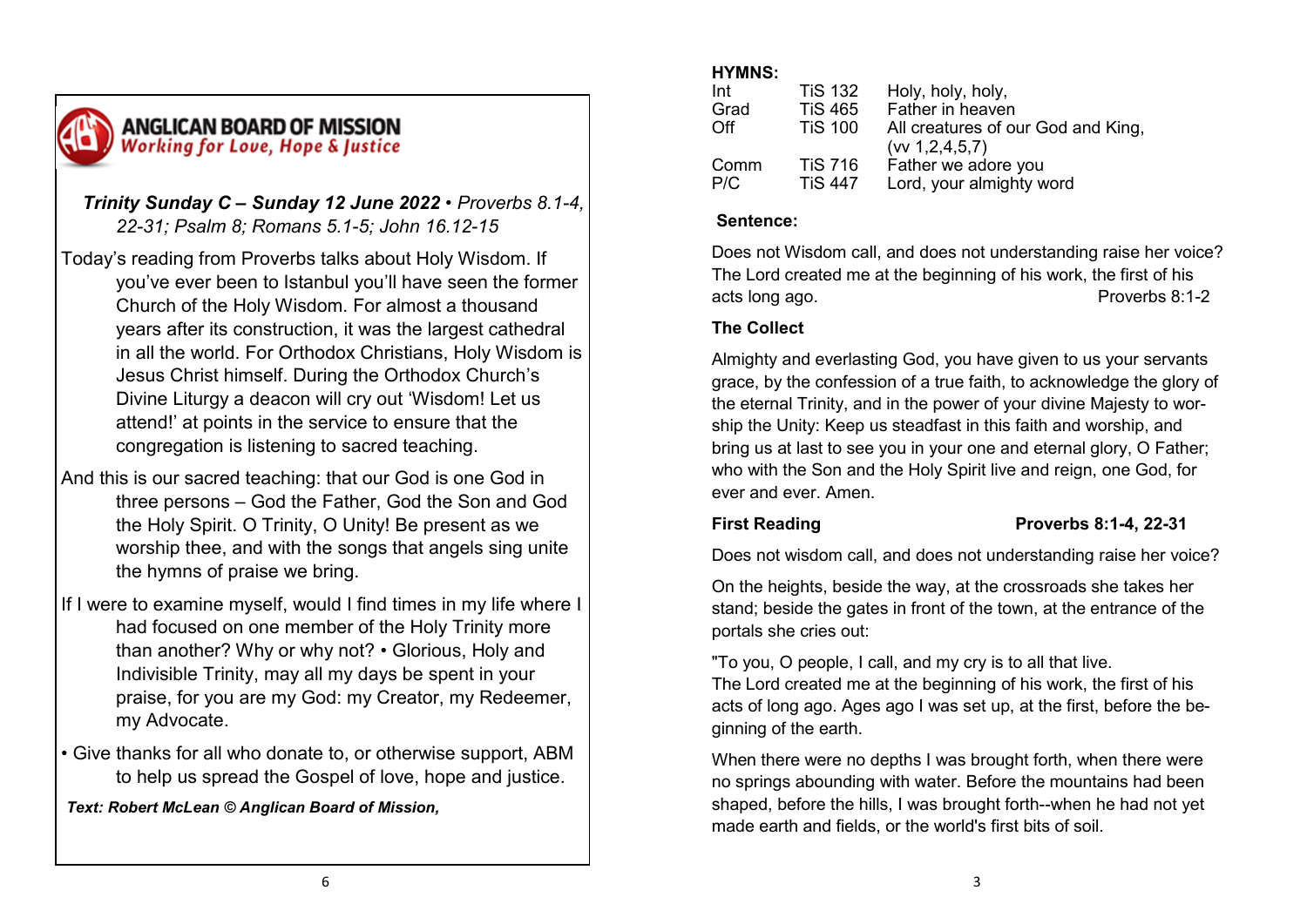**ANGLICAN BOARD OF MISSION**
*Working for Love, Hope & Justice*

***Trinity Sunday C – Sunday 12 June 2022** • Proverbs 8.1-4, 22-31; Psalm 8; Romans 5.1-5; John 16.12-15*

Today's reading from Proverbs talks about Holy Wisdom. If you've ever been to Istanbul you'll have seen the former Church of the Holy Wisdom. For almost a thousand years after its construction, it was the largest cathedral in all the world. For Orthodox Christians, Holy Wisdom is Jesus Christ himself. During the Orthodox Church's Divine Liturgy a deacon will cry out 'Wisdom! Let us attend!' at points in the service to ensure that the congregation is listening to sacred teaching.

And this is our sacred teaching: that our God is one God in three persons – God the Father, God the Son and God the Holy Spirit. O Trinity, O Unity! Be present as we worship thee, and with the songs that angels sing unite the hymns of praise we bring.

If I were to examine myself, would I find times in my life where I had focused on one member of the Holy Trinity more than another? Why or why not? • Glorious, Holy and Indivisible Trinity, may all my days be spent in your praise, for you are my God: my Creator, my Redeemer, my Advocate.

• Give thanks for all who donate to, or otherwise support, ABM to help us spread the Gospel of love, hope and justice.

***Text: Robert McLean © Anglican Board of Mission,***

**HYMNS:**

| | | |
|---|---|---|
| Int | TiS 132 | Holy, holy, holy, |
| Grad | TiS 465 | Father in heaven |
| Off | TiS 100 | All creatures of our God and King, (vv 1,2,4,5,7) |
| Comm | TiS 716 | Father we adore you |
| P/C | TiS 447 | Lord, your almighty word |

**Sentence:**

Does not Wisdom call, and does not understanding raise her voice? The Lord created me at the beginning of his work, the first of his acts long ago. Proverbs 8:1-2

**The Collect**

Almighty and everlasting God, you have given to us your servants grace, by the confession of a true faith, to acknowledge the glory of the eternal Trinity, and in the power of your divine Majesty to worship the Unity: Keep us steadfast in this faith and worship, and bring us at last to see you in your one and eternal glory, O Father; who with the Son and the Holy Spirit live and reign, one God, for ever and ever. Amen.

**First Reading — Proverbs 8:1-4, 22-31**

Does not wisdom call, and does not understanding raise her voice?

On the heights, beside the way, at the crossroads she takes her stand; beside the gates in front of the town, at the entrance of the portals she cries out:

"To you, O people, I call, and my cry is to all that live.
The Lord created me at the beginning of his work, the first of his acts of long ago. Ages ago I was set up, at the first, before the beginning of the earth.

When there were no depths I was brought forth, when there were no springs abounding with water. Before the mountains had been shaped, before the hills, I was brought forth--when he had not yet made earth and fields, or the world's first bits of soil.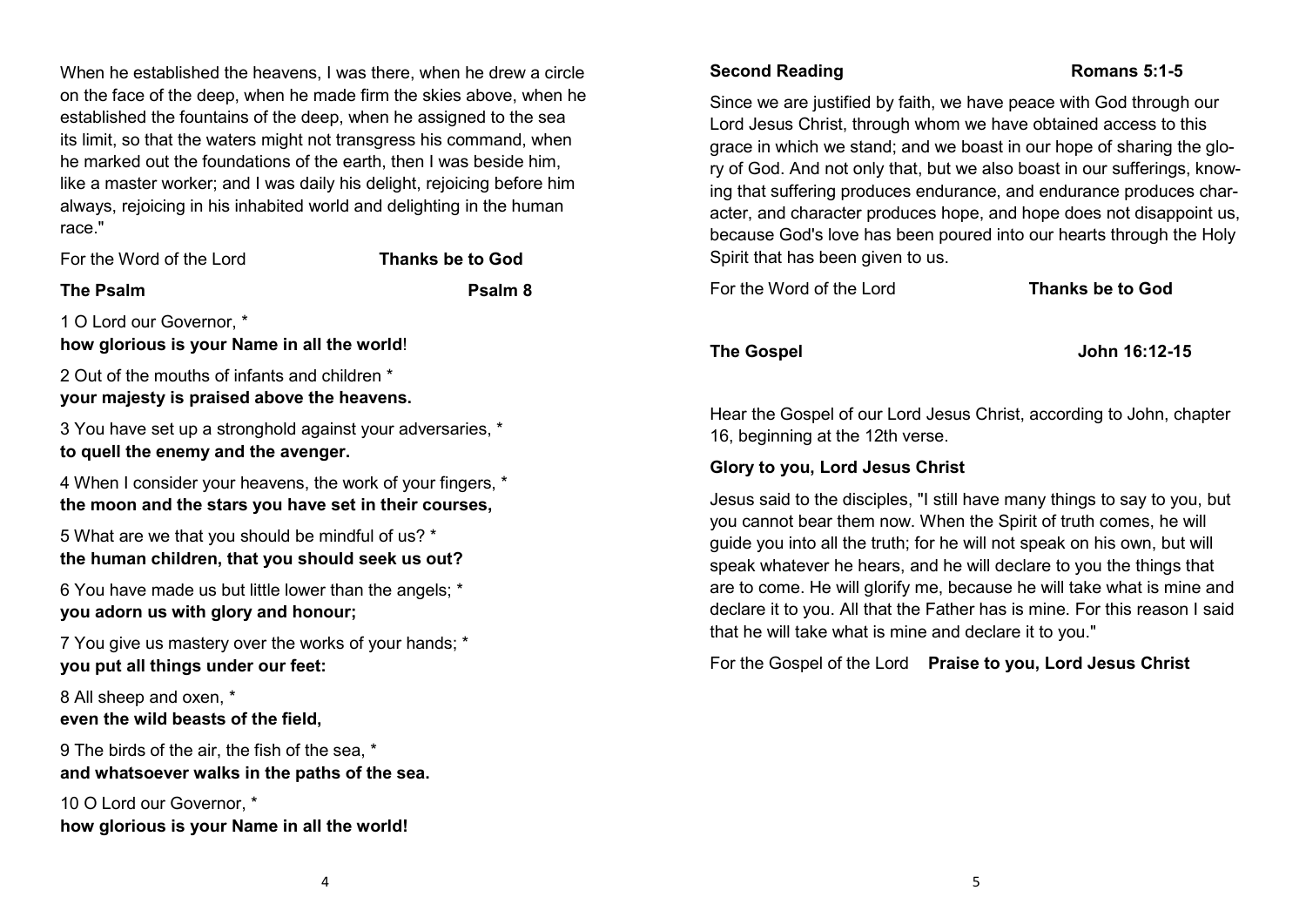When he established the heavens, I was there, when he drew a circle on the face of the deep, when he made firm the skies above, when he established the fountains of the deep, when he assigned to the sea its limit, so that the waters might not transgress his command, when he marked out the foundations of the earth, then I was beside him, like a master worker; and I was daily his delight, rejoicing before him always, rejoicing in his inhabited world and delighting in the human race."

For the Word of the Lord **Thanks be to God**

**The Psalm** **Psalm 8**

1 O Lord our Governor, *
**how glorious is your Name in all the world**!

2 Out of the mouths of infants and children *
**your majesty is praised above the heavens.**

3 You have set up a stronghold against your adversaries, *
**to quell the enemy and the avenger.**

4 When I consider your heavens, the work of your fingers, *
**the moon and the stars you have set in their courses,**

5 What are we that you should be mindful of us? *
**the human children, that you should seek us out?**

6 You have made us but little lower than the angels; *
**you adorn us with glory and honour;**

7 You give us mastery over the works of your hands; *
**you put all things under our feet:**

8 All sheep and oxen, *
**even the wild beasts of the field,**

9 The birds of the air, the fish of the sea, *
**and whatsoever walks in the paths of the sea.**

10 O Lord our Governor, *
**how glorious is your Name in all the world!**

**Second Reading** **Romans 5:1-5**

Since we are justified by faith, we have peace with God through our Lord Jesus Christ, through whom we have obtained access to this grace in which we stand; and we boast in our hope of sharing the glory of God. And not only that, but we also boast in our sufferings, knowing that suffering produces endurance, and endurance produces character, and character produces hope, and hope does not disappoint us, because God's love has been poured into our hearts through the Holy Spirit that has been given to us.

For the Word of the Lord **Thanks be to God**

**The Gospel** **John 16:12-15**

Hear the Gospel of our Lord Jesus Christ, according to John, chapter 16, beginning at the 12th verse.

**Glory to you, Lord Jesus Christ**

Jesus said to the disciples, "I still have many things to say to you, but you cannot bear them now. When the Spirit of truth comes, he will guide you into all the truth; for he will not speak on his own, but will speak whatever he hears, and he will declare to you the things that are to come. He will glorify me, because he will take what is mine and declare it to you. All that the Father has is mine. For this reason I said that he will take what is mine and declare it to you."

For the Gospel of the Lord **Praise to you, Lord Jesus Christ**